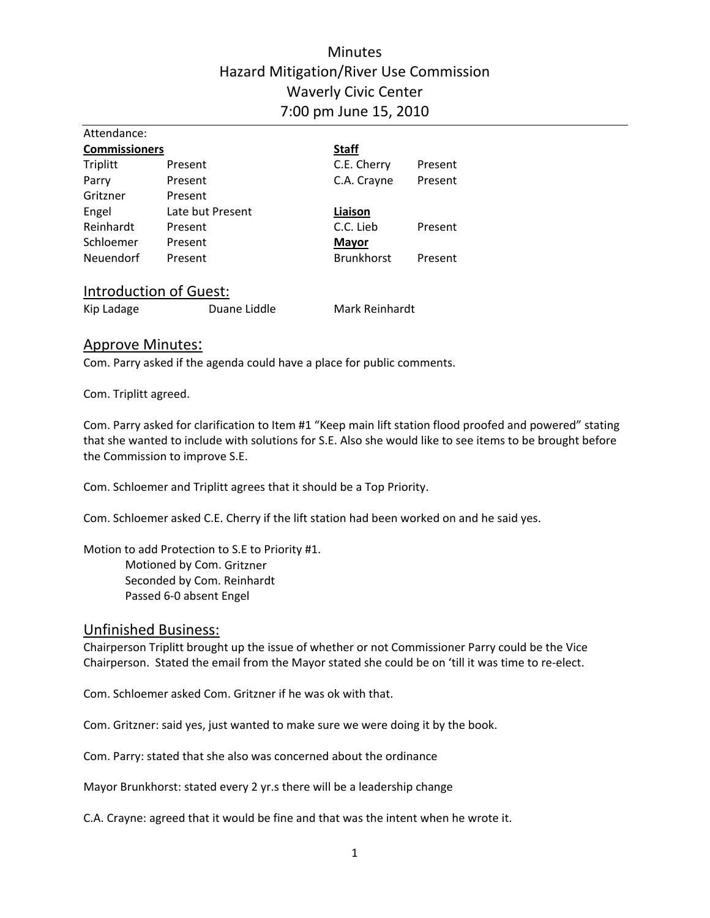# Minutes
# Hazard Mitigation/River Use Commission
# Waverly Civic Center
# 7:00 pm June 15, 2010

Attendance:

| **Commissioners** | | **Staff** | |
|---|---|---|---|
| Triplitt | Present | C.E. Cherry | Present |
| Parry | Present | C.A. Crayne | Present |
| Gritzner | Present | | |
| Engel | Late but Present | **Liaison** | |
| Reinhardt | Present | C.C. Lieb | Present |
| Schloemer | Present | **Mayor** | |
| Neuendorf | Present | Brunkhorst | Present |

## Introduction of Guest:

Kip Ladage    Duane Liddle    Mark Reinhardt

## Approve Minutes:

Com. Parry asked if the agenda could have a place for public comments.

Com. Triplitt agreed.

Com. Parry asked for clarification to Item #1 "Keep main lift station flood proofed and powered" stating that she wanted to include with solutions for S.E. Also she would like to see items to be brought before the Commission to improve S.E.

Com. Schloemer and Triplitt agrees that it should be a Top Priority.

Com. Schloemer asked C.E. Cherry if the lift station had been worked on and he said yes.

Motion to add Protection to S.E to Priority #1.
  Motioned by Com. Gritzner
  Seconded by Com. Reinhardt
  Passed 6-0 absent Engel

## Unfinished Business:

Chairperson Triplitt brought up the issue of whether or not Commissioner Parry could be the Vice Chairperson. Stated the email from the Mayor stated she could be on 'till it was time to re-elect.

Com. Schloemer asked Com. Gritzner if he was ok with that.

Com. Gritzner: said yes, just wanted to make sure we were doing it by the book.

Com. Parry: stated that she also was concerned about the ordinance

Mayor Brunkhorst: stated every 2 yr.s there will be a leadership change

C.A. Crayne: agreed that it would be fine and that was the intent when he wrote it.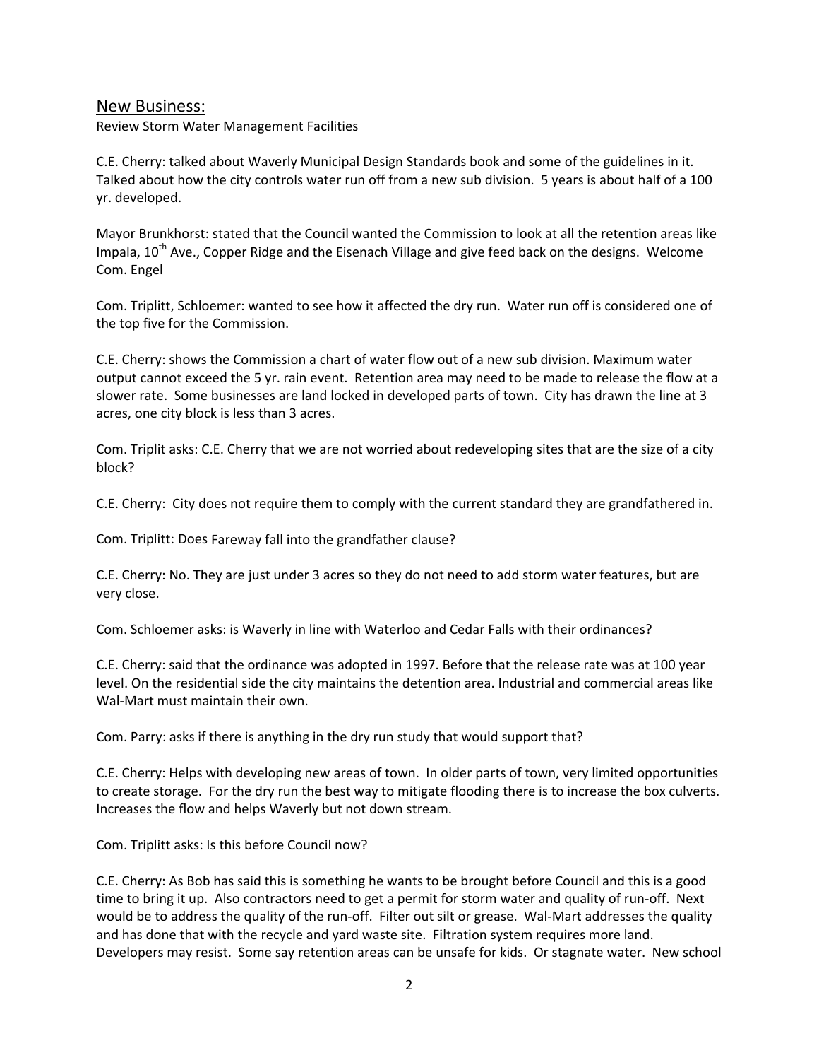## New Business:

Review Storm Water Management Facilities

C.E. Cherry: talked about Waverly Municipal Design Standards book and some of the guidelines in it. Talked about how the city controls water run off from a new sub division. 5 years is about half of a 100 yr. developed.

Mayor Brunkhorst: stated that the Council wanted the Commission to look at all the retention areas like Impala, 10th Ave., Copper Ridge and the Eisenach Village and give feed back on the designs. Welcome Com. Engel

Com. Triplitt, Schloemer: wanted to see how it affected the dry run. Water run off is considered one of the top five for the Commission.

C.E. Cherry: shows the Commission a chart of water flow out of a new sub division. Maximum water output cannot exceed the 5 yr. rain event. Retention area may need to be made to release the flow at a slower rate. Some businesses are land locked in developed parts of town. City has drawn the line at 3 acres, one city block is less than 3 acres.

Com. Triplit asks: C.E. Cherry that we are not worried about redeveloping sites that are the size of a city block?

C.E. Cherry: City does not require them to comply with the current standard they are grandfathered in.

Com. Triplitt: Does Fareway fall into the grandfather clause?

C.E. Cherry: No. They are just under 3 acres so they do not need to add storm water features, but are very close.

Com. Schloemer asks: is Waverly in line with Waterloo and Cedar Falls with their ordinances?

C.E. Cherry: said that the ordinance was adopted in 1997. Before that the release rate was at 100 year level. On the residential side the city maintains the detention area. Industrial and commercial areas like Wal-Mart must maintain their own.

Com. Parry: asks if there is anything in the dry run study that would support that?

C.E. Cherry: Helps with developing new areas of town. In older parts of town, very limited opportunities to create storage. For the dry run the best way to mitigate flooding there is to increase the box culverts. Increases the flow and helps Waverly but not down stream.

Com. Triplitt asks: Is this before Council now?

C.E. Cherry: As Bob has said this is something he wants to be brought before Council and this is a good time to bring it up. Also contractors need to get a permit for storm water and quality of run-off. Next would be to address the quality of the run-off. Filter out silt or grease. Wal-Mart addresses the quality and has done that with the recycle and yard waste site. Filtration system requires more land. Developers may resist. Some say retention areas can be unsafe for kids. Or stagnate water. New school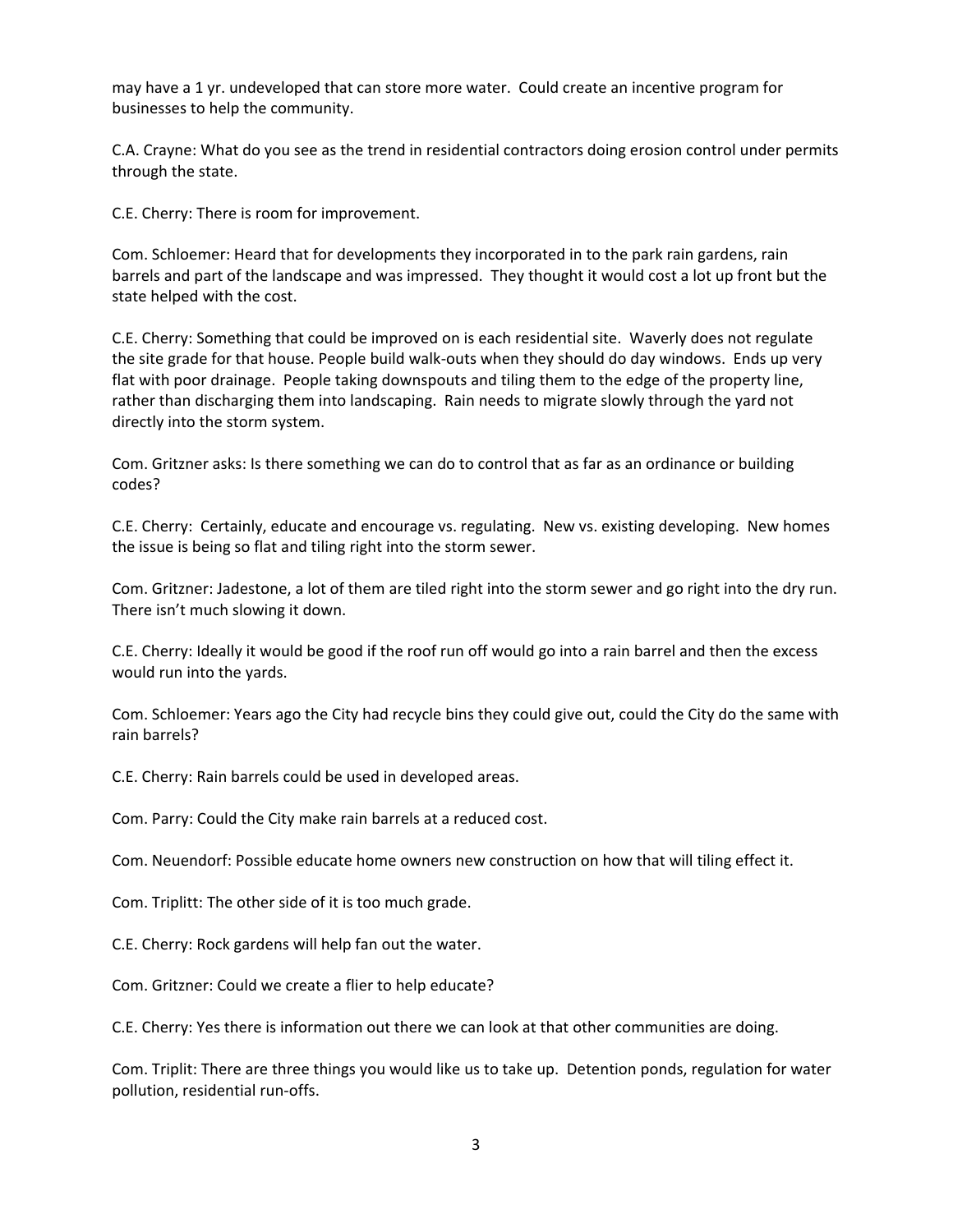may have a 1 yr. undeveloped that can store more water. Could create an incentive program for businesses to help the community.

C.A. Crayne: What do you see as the trend in residential contractors doing erosion control under permits through the state.

C.E. Cherry: There is room for improvement.

Com. Schloemer: Heard that for developments they incorporated in to the park rain gardens, rain barrels and part of the landscape and was impressed. They thought it would cost a lot up front but the state helped with the cost.

C.E. Cherry: Something that could be improved on is each residential site. Waverly does not regulate the site grade for that house. People build walk-outs when they should do day windows. Ends up very flat with poor drainage. People taking downspouts and tiling them to the edge of the property line, rather than discharging them into landscaping. Rain needs to migrate slowly through the yard not directly into the storm system.

Com. Gritzner asks: Is there something we can do to control that as far as an ordinance or building codes?

C.E. Cherry: Certainly, educate and encourage vs. regulating. New vs. existing developing. New homes the issue is being so flat and tiling right into the storm sewer.

Com. Gritzner: Jadestone, a lot of them are tiled right into the storm sewer and go right into the dry run. There isn't much slowing it down.

C.E. Cherry: Ideally it would be good if the roof run off would go into a rain barrel and then the excess would run into the yards.

Com. Schloemer: Years ago the City had recycle bins they could give out, could the City do the same with rain barrels?

C.E. Cherry: Rain barrels could be used in developed areas.

Com. Parry: Could the City make rain barrels at a reduced cost.

Com. Neuendorf: Possible educate home owners new construction on how that will tiling effect it.

Com. Triplitt: The other side of it is too much grade.

C.E. Cherry: Rock gardens will help fan out the water.

Com. Gritzner: Could we create a flier to help educate?

C.E. Cherry: Yes there is information out there we can look at that other communities are doing.

Com. Triplit: There are three things you would like us to take up. Detention ponds, regulation for water pollution, residential run-offs.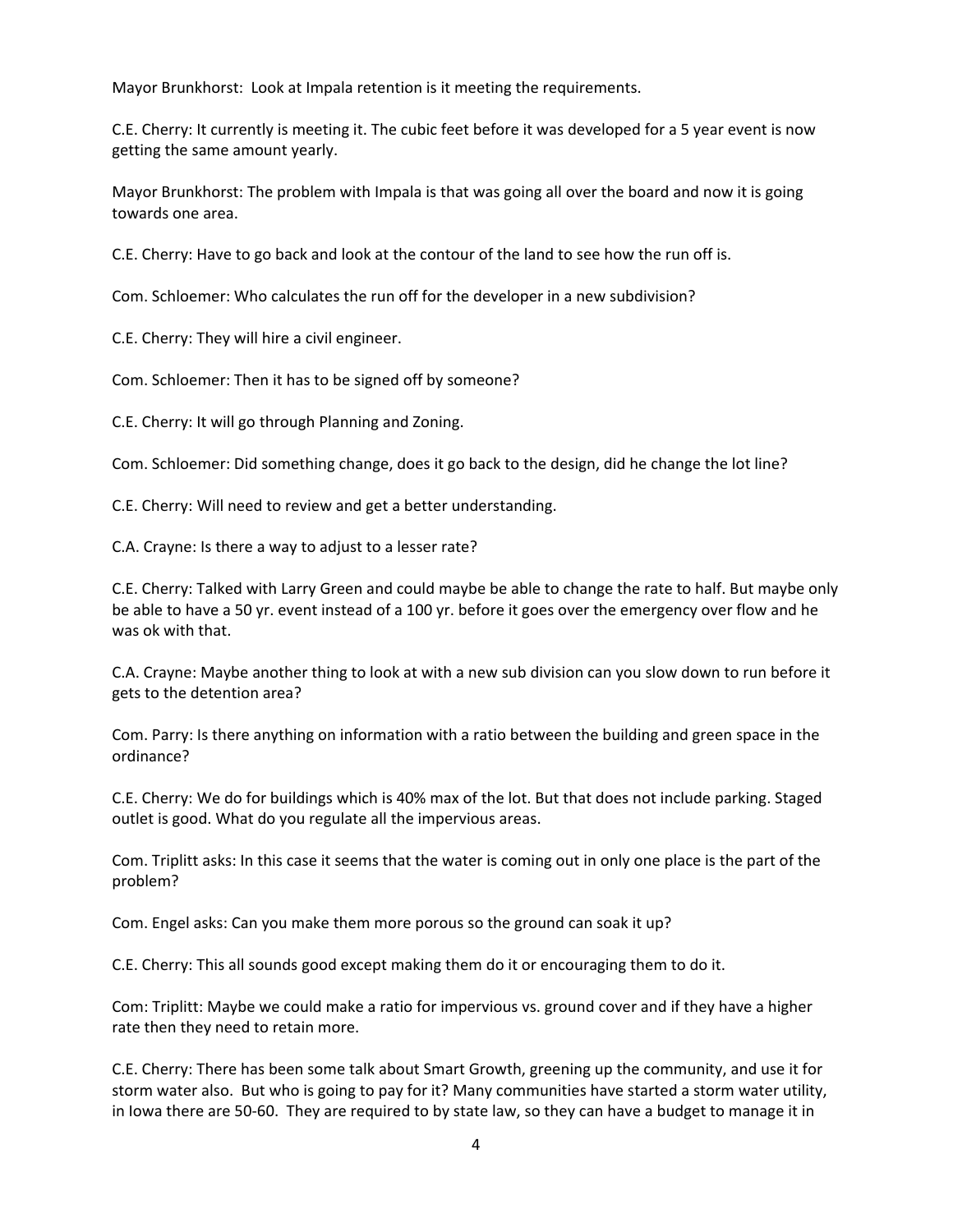Mayor Brunkhorst: Look at Impala retention is it meeting the requirements.

C.E. Cherry: It currently is meeting it. The cubic feet before it was developed for a 5 year event is now getting the same amount yearly.

Mayor Brunkhorst: The problem with Impala is that was going all over the board and now it is going towards one area.

C.E. Cherry: Have to go back and look at the contour of the land to see how the run off is.

Com. Schloemer: Who calculates the run off for the developer in a new subdivision?

C.E. Cherry: They will hire a civil engineer.

Com. Schloemer: Then it has to be signed off by someone?

C.E. Cherry: It will go through Planning and Zoning.

Com. Schloemer: Did something change, does it go back to the design, did he change the lot line?

C.E. Cherry: Will need to review and get a better understanding.

C.A. Crayne: Is there a way to adjust to a lesser rate?

C.E. Cherry: Talked with Larry Green and could maybe be able to change the rate to half. But maybe only be able to have a 50 yr. event instead of a 100 yr. before it goes over the emergency over flow and he was ok with that.

C.A. Crayne: Maybe another thing to look at with a new sub division can you slow down to run before it gets to the detention area?

Com. Parry: Is there anything on information with a ratio between the building and green space in the ordinance?

C.E. Cherry: We do for buildings which is 40% max of the lot. But that does not include parking. Staged outlet is good. What do you regulate all the impervious areas.

Com. Triplitt asks: In this case it seems that the water is coming out in only one place is the part of the problem?

Com. Engel asks: Can you make them more porous so the ground can soak it up?

C.E. Cherry: This all sounds good except making them do it or encouraging them to do it.

Com: Triplitt: Maybe we could make a ratio for impervious vs. ground cover and if they have a higher rate then they need to retain more.

C.E. Cherry: There has been some talk about Smart Growth, greening up the community, and use it for storm water also. But who is going to pay for it? Many communities have started a storm water utility, in Iowa there are 50-60. They are required to by state law, so they can have a budget to manage it in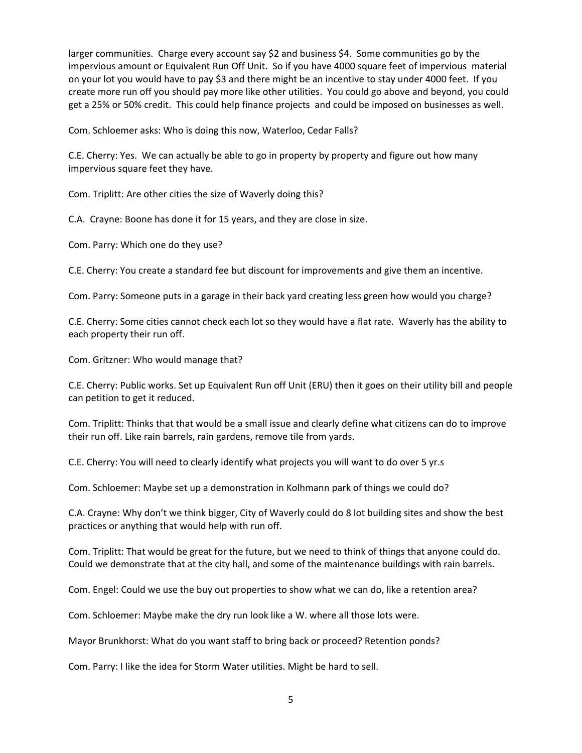larger communities. Charge every account say $2 and business $4. Some communities go by the impervious amount or Equivalent Run Off Unit. So if you have 4000 square feet of impervious material on your lot you would have to pay $3 and there might be an incentive to stay under 4000 feet. If you create more run off you should pay more like other utilities. You could go above and beyond, you could get a 25% or 50% credit. This could help finance projects and could be imposed on businesses as well.

Com. Schloemer asks: Who is doing this now, Waterloo, Cedar Falls?

C.E. Cherry: Yes. We can actually be able to go in property by property and figure out how many impervious square feet they have.

Com. Triplitt: Are other cities the size of Waverly doing this?

C.A. Crayne: Boone has done it for 15 years, and they are close in size.

Com. Parry: Which one do they use?

C.E. Cherry: You create a standard fee but discount for improvements and give them an incentive.

Com. Parry: Someone puts in a garage in their back yard creating less green how would you charge?

C.E. Cherry: Some cities cannot check each lot so they would have a flat rate. Waverly has the ability to each property their run off.

Com. Gritzner: Who would manage that?

C.E. Cherry: Public works. Set up Equivalent Run off Unit (ERU) then it goes on their utility bill and people can petition to get it reduced.

Com. Triplitt: Thinks that that would be a small issue and clearly define what citizens can do to improve their run off. Like rain barrels, rain gardens, remove tile from yards.

C.E. Cherry: You will need to clearly identify what projects you will want to do over 5 yr.s

Com. Schloemer: Maybe set up a demonstration in Kolhmann park of things we could do?

C.A. Crayne: Why don't we think bigger, City of Waverly could do 8 lot building sites and show the best practices or anything that would help with run off.

Com. Triplitt: That would be great for the future, but we need to think of things that anyone could do. Could we demonstrate that at the city hall, and some of the maintenance buildings with rain barrels.

Com. Engel: Could we use the buy out properties to show what we can do, like a retention area?

Com. Schloemer: Maybe make the dry run look like a W. where all those lots were.

Mayor Brunkhorst: What do you want staff to bring back or proceed? Retention ponds?

Com. Parry: I like the idea for Storm Water utilities. Might be hard to sell.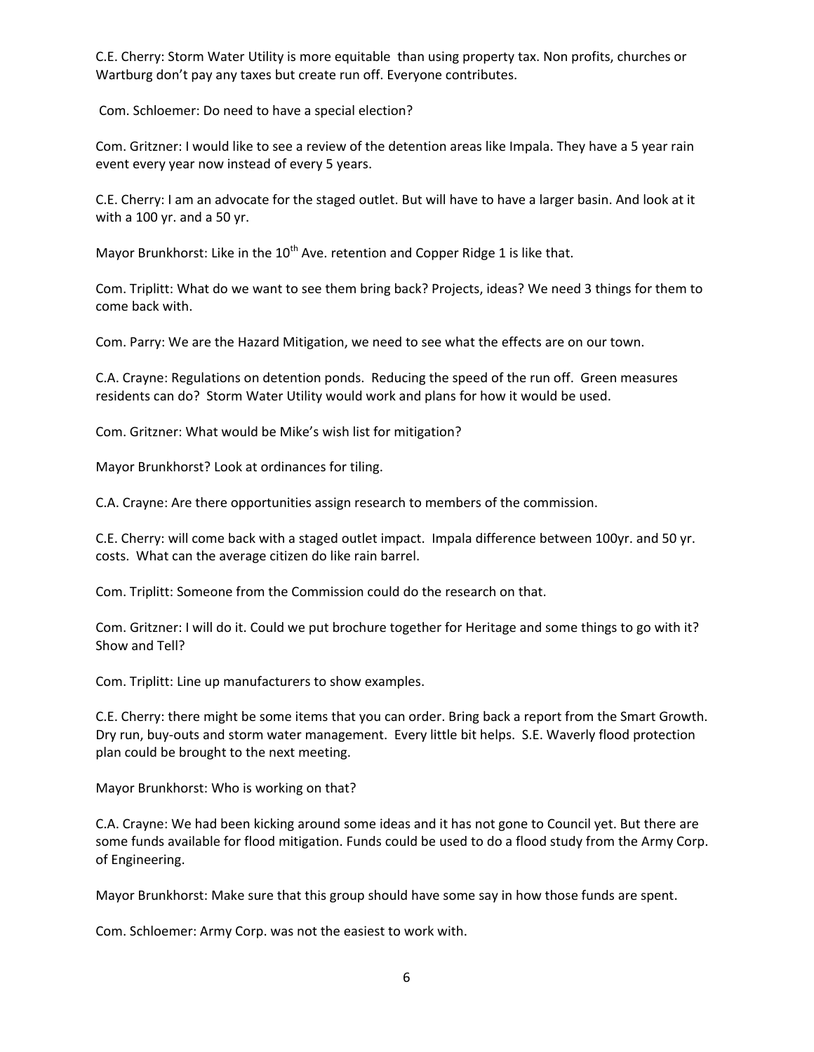C.E. Cherry: Storm Water Utility is more equitable than using property tax. Non profits, churches or Wartburg don't pay any taxes but create run off. Everyone contributes.

Com. Schloemer: Do need to have a special election?

Com. Gritzner: I would like to see a review of the detention areas like Impala. They have a 5 year rain event every year now instead of every 5 years.

C.E. Cherry: I am an advocate for the staged outlet. But will have to have a larger basin. And look at it with a 100 yr. and a 50 yr.

Mayor Brunkhorst: Like in the 10th Ave. retention and Copper Ridge 1 is like that.

Com. Triplitt: What do we want to see them bring back? Projects, ideas? We need 3 things for them to come back with.

Com. Parry: We are the Hazard Mitigation, we need to see what the effects are on our town.

C.A. Crayne: Regulations on detention ponds. Reducing the speed of the run off. Green measures residents can do? Storm Water Utility would work and plans for how it would be used.

Com. Gritzner: What would be Mike's wish list for mitigation?

Mayor Brunkhorst? Look at ordinances for tiling.

C.A. Crayne: Are there opportunities assign research to members of the commission.

C.E. Cherry: will come back with a staged outlet impact. Impala difference between 100yr. and 50 yr. costs. What can the average citizen do like rain barrel.

Com. Triplitt: Someone from the Commission could do the research on that.

Com. Gritzner: I will do it. Could we put brochure together for Heritage and some things to go with it? Show and Tell?

Com. Triplitt: Line up manufacturers to show examples.

C.E. Cherry: there might be some items that you can order. Bring back a report from the Smart Growth. Dry run, buy-outs and storm water management. Every little bit helps. S.E. Waverly flood protection plan could be brought to the next meeting.

Mayor Brunkhorst: Who is working on that?

C.A. Crayne: We had been kicking around some ideas and it has not gone to Council yet. But there are some funds available for flood mitigation. Funds could be used to do a flood study from the Army Corp. of Engineering.

Mayor Brunkhorst: Make sure that this group should have some say in how those funds are spent.

Com. Schloemer: Army Corp. was not the easiest to work with.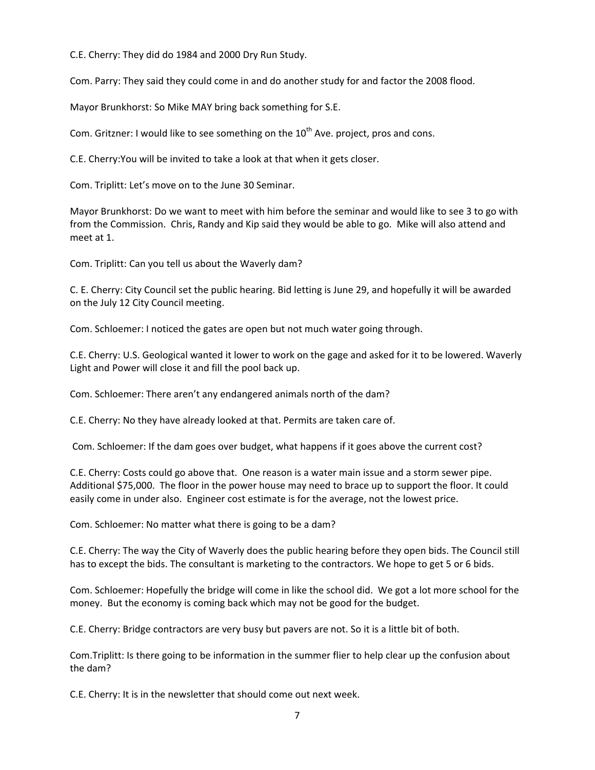C.E. Cherry: They did do 1984 and 2000 Dry Run Study.

Com. Parry: They said they could come in and do another study for and factor the 2008 flood.

Mayor Brunkhorst: So Mike MAY bring back something for S.E.

Com. Gritzner: I would like to see something on the 10th Ave. project, pros and cons.

C.E. Cherry:You will be invited to take a look at that when it gets closer.

Com. Triplitt: Let's move on to the June 30 Seminar.

Mayor Brunkhorst: Do we want to meet with him before the seminar and would like to see 3 to go with from the Commission. Chris, Randy and Kip said they would be able to go. Mike will also attend and meet at 1.

Com. Triplitt: Can you tell us about the Waverly dam?

C. E. Cherry: City Council set the public hearing. Bid letting is June 29, and hopefully it will be awarded on the July 12 City Council meeting.

Com. Schloemer: I noticed the gates are open but not much water going through.

C.E. Cherry: U.S. Geological wanted it lower to work on the gage and asked for it to be lowered. Waverly Light and Power will close it and fill the pool back up.

Com. Schloemer: There aren't any endangered animals north of the dam?

C.E. Cherry: No they have already looked at that. Permits are taken care of.

Com. Schloemer: If the dam goes over budget, what happens if it goes above the current cost?

C.E. Cherry: Costs could go above that. One reason is a water main issue and a storm sewer pipe. Additional $75,000. The floor in the power house may need to brace up to support the floor. It could easily come in under also. Engineer cost estimate is for the average, not the lowest price.

Com. Schloemer: No matter what there is going to be a dam?

C.E. Cherry: The way the City of Waverly does the public hearing before they open bids. The Council still has to except the bids. The consultant is marketing to the contractors. We hope to get 5 or 6 bids.

Com. Schloemer: Hopefully the bridge will come in like the school did. We got a lot more school for the money. But the economy is coming back which may not be good for the budget.

C.E. Cherry: Bridge contractors are very busy but pavers are not. So it is a little bit of both.

Com.Triplitt: Is there going to be information in the summer flier to help clear up the confusion about the dam?

C.E. Cherry: It is in the newsletter that should come out next week.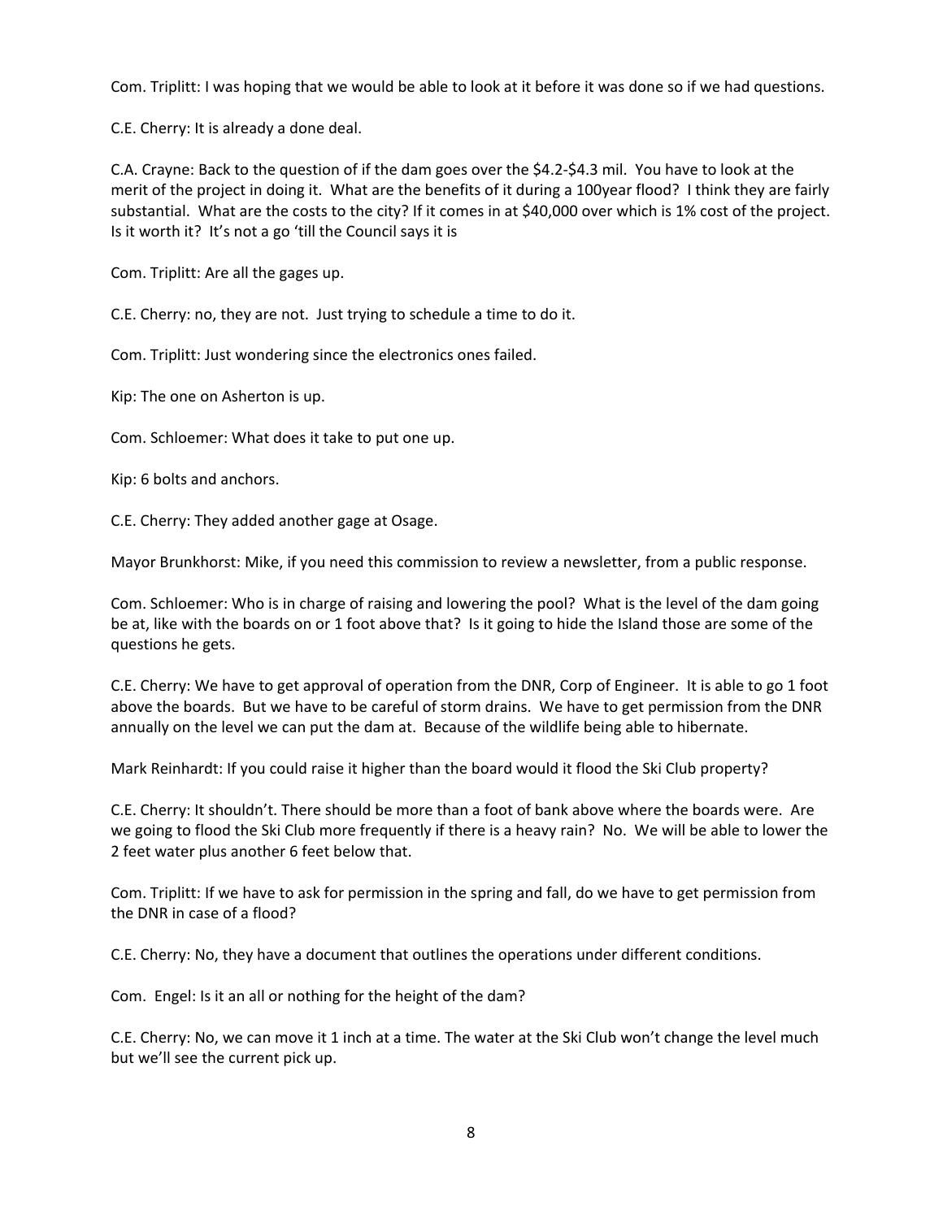Com. Triplitt: I was hoping that we would be able to look at it before it was done so if we had questions.

C.E. Cherry: It is already a done deal.

C.A. Crayne: Back to the question of if the dam goes over the $4.2-$4.3 mil. You have to look at the merit of the project in doing it. What are the benefits of it during a 100year flood? I think they are fairly substantial. What are the costs to the city? If it comes in at $40,000 over which is 1% cost of the project. Is it worth it? It's not a go 'till the Council says it is

Com. Triplitt: Are all the gages up.

C.E. Cherry: no, they are not. Just trying to schedule a time to do it.

Com. Triplitt: Just wondering since the electronics ones failed.

Kip: The one on Asherton is up.

Com. Schloemer: What does it take to put one up.

Kip: 6 bolts and anchors.

C.E. Cherry: They added another gage at Osage.

Mayor Brunkhorst: Mike, if you need this commission to review a newsletter, from a public response.

Com. Schloemer: Who is in charge of raising and lowering the pool? What is the level of the dam going be at, like with the boards on or 1 foot above that? Is it going to hide the Island those are some of the questions he gets.

C.E. Cherry: We have to get approval of operation from the DNR, Corp of Engineer. It is able to go 1 foot above the boards. But we have to be careful of storm drains. We have to get permission from the DNR annually on the level we can put the dam at. Because of the wildlife being able to hibernate.

Mark Reinhardt: If you could raise it higher than the board would it flood the Ski Club property?

C.E. Cherry: It shouldn't. There should be more than a foot of bank above where the boards were. Are we going to flood the Ski Club more frequently if there is a heavy rain? No. We will be able to lower the 2 feet water plus another 6 feet below that.

Com. Triplitt: If we have to ask for permission in the spring and fall, do we have to get permission from the DNR in case of a flood?

C.E. Cherry: No, they have a document that outlines the operations under different conditions.

Com. Engel: Is it an all or nothing for the height of the dam?

C.E. Cherry: No, we can move it 1 inch at a time. The water at the Ski Club won't change the level much but we'll see the current pick up.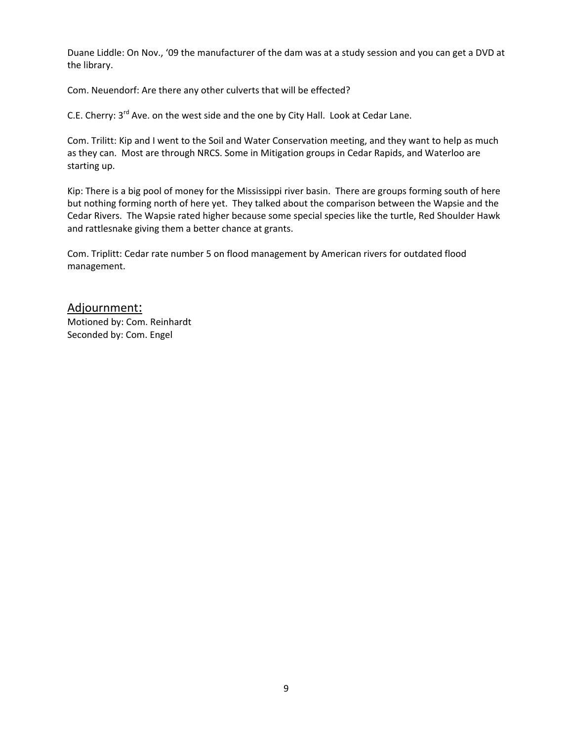Duane Liddle: On Nov., '09 the manufacturer of the dam was at a study session and you can get a DVD at the library.

Com. Neuendorf: Are there any other culverts that will be effected?

C.E. Cherry: 3rd Ave. on the west side and the one by City Hall. Look at Cedar Lane.

Com. Trilitt: Kip and I went to the Soil and Water Conservation meeting, and they want to help as much as they can. Most are through NRCS. Some in Mitigation groups in Cedar Rapids, and Waterloo are starting up.

Kip: There is a big pool of money for the Mississippi river basin. There are groups forming south of here but nothing forming north of here yet. They talked about the comparison between the Wapsie and the Cedar Rivers. The Wapsie rated higher because some special species like the turtle, Red Shoulder Hawk and rattlesnake giving them a better chance at grants.

Com. Triplitt: Cedar rate number 5 on flood management by American rivers for outdated flood management.

## Adjournment:

Motioned by: Com. Reinhardt
Seconded by: Com. Engel